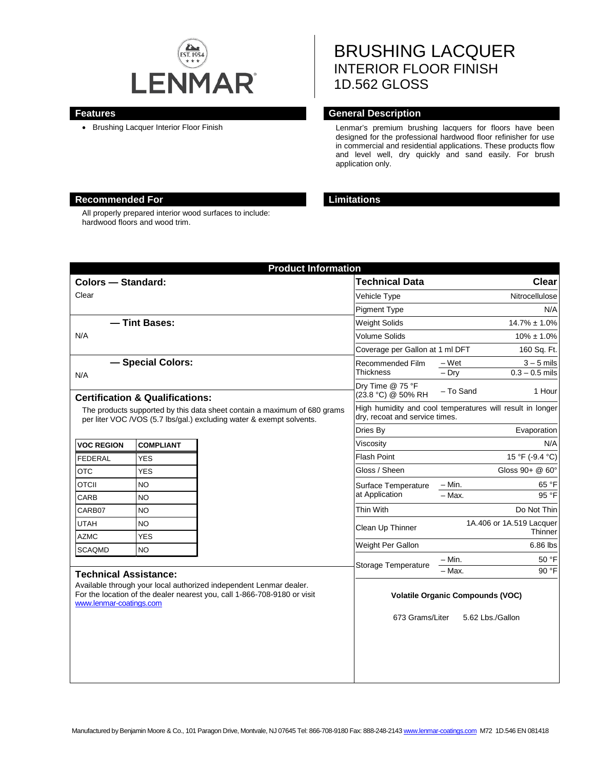LENMAR

# BRUSHING LACQUER
## INTERIOR FLOOR FINISH
## 1D.562 GLOSS

## Features

- Brushing Lacquer Interior Floor Finish

## General Description

Lenmar's premium brushing lacquers for floors have been designed for the professional hardwood floor refinisher for use in commercial and residential applications. These products flow and level well, dry quickly and sand easily. For brush application only.

## Recommended For

All properly prepared interior wood surfaces to include: hardwood floors and wood trim.

## Limitations

## Product Information

### Colors — Standard:

Clear

### — Tint Bases:

N/A

### — Special Colors:

N/A

### Certification & Qualifications:

The products supported by this data sheet contain a maximum of 680 grams per liter VOC /VOS (5.7 lbs/gal.) excluding water & exempt solvents.

| VOC REGION | COMPLIANT |
|---|---|
| FEDERAL | YES |
| OTC | YES |
| OTCII | NO |
| CARB | NO |
| CARB07 | NO |
| UTAH | NO |
| AZMC | YES |
| SCAQMD | NO |

### Technical Assistance:

Available through your local authorized independent Lenmar dealer. For the location of the dealer nearest you, call 1-866-708-9180 or visit www.lenmar-coatings.com

| Technical Data | | Clear |
|---|---|---|
| Vehicle Type | | Nitrocellulose |
| Pigment Type | | N/A |
| Weight Solids | | 14.7% ± 1.0% |
| Volume Solids | | 10% ± 1.0% |
| Coverage per Gallon at 1 ml DFT | | 160 Sq. Ft. |
| Recommended Film Thickness | – Wet | 3 – 5 mils |
| | – Dry | 0.3 – 0.5 mils |
| Dry Time @ 75 °F (23.8 °C) @ 50% RH | – To Sand | 1 Hour |
| High humidity and cool temperatures will result in longer dry, recoat and service times. | | |
| Dries By | | Evaporation |
| Viscosity | | N/A |
| Flash Point | | 15 °F (-9.4 °C) |
| Gloss / Sheen | | Gloss 90+ @ 60° |
| Surface Temperature at Application | – Min. | 65 °F |
| | – Max. | 95 °F |
| Thin With | | Do Not Thin |
| Clean Up Thinner | | 1A.406 or 1A.519 Lacquer Thinner |
| Weight Per Gallon | | 6.86 lbs |
| Storage Temperature | – Min. | 50 °F |
| | – Max. | 90 °F |

**Volatile Organic Compounds (VOC)**

673 Grams/Liter 5.62 Lbs./Gallon

Manufactured by Benjamin Moore & Co., 101 Paragon Drive, Montvale, NJ 07645 Tel: 866-708-9180 Fax: 888-248-2143 www.lenmar-coatings.com M72 1D.546 EN 081418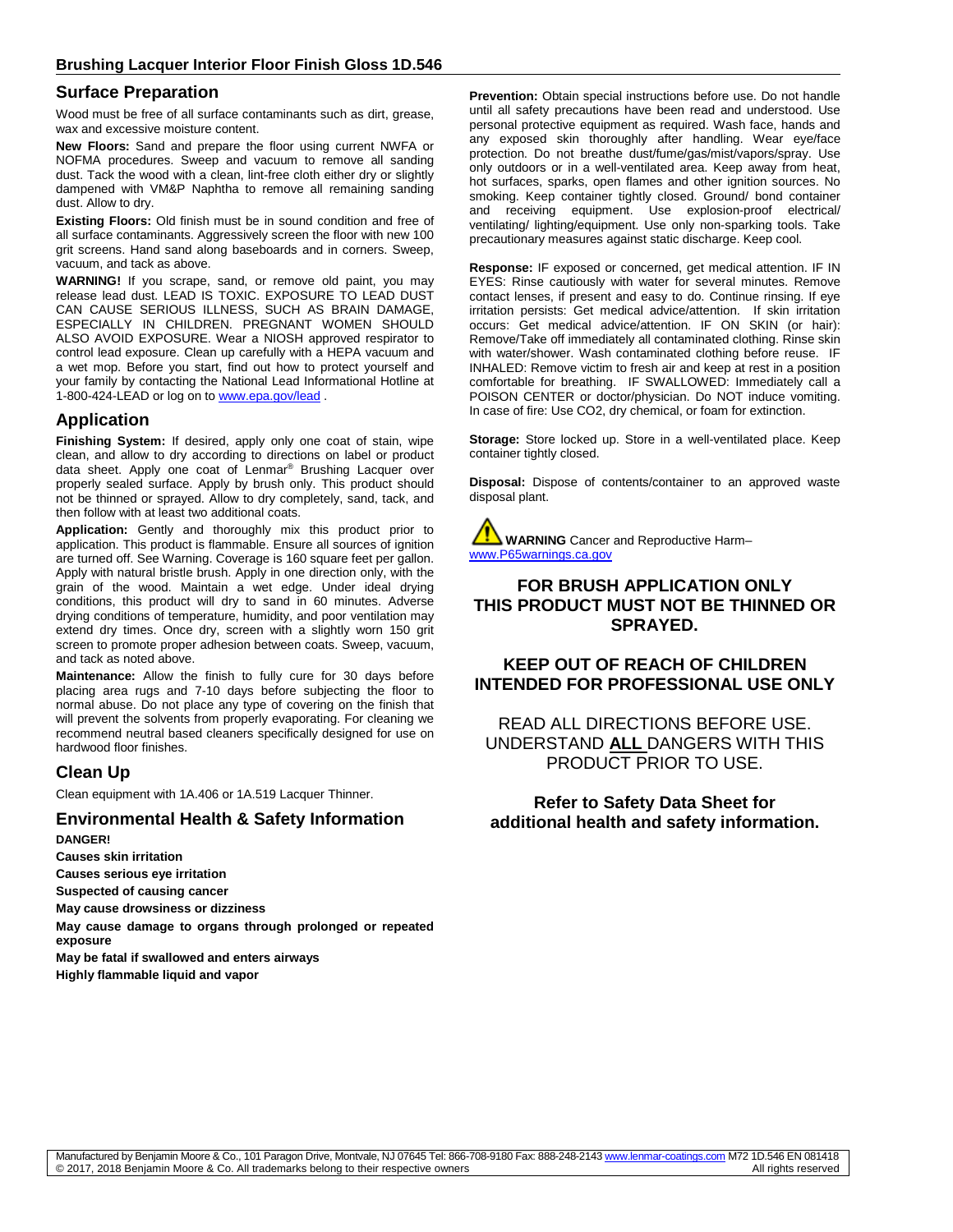## Brushing Lacquer Interior Floor Finish Gloss 1D.546

### Surface Preparation

Wood must be free of all surface contaminants such as dirt, grease, wax and excessive moisture content.

**New Floors:** Sand and prepare the floor using current NWFA or NOFMA procedures. Sweep and vacuum to remove all sanding dust. Tack the wood with a clean, lint-free cloth either dry or slightly dampened with VM&P Naphtha to remove all remaining sanding dust. Allow to dry.

**Existing Floors:** Old finish must be in sound condition and free of all surface contaminants. Aggressively screen the floor with new 100 grit screens. Hand sand along baseboards and in corners. Sweep, vacuum, and tack as above.

**WARNING!** If you scrape, sand, or remove old paint, you may release lead dust. LEAD IS TOXIC. EXPOSURE TO LEAD DUST CAN CAUSE SERIOUS ILLNESS, SUCH AS BRAIN DAMAGE, ESPECIALLY IN CHILDREN. PREGNANT WOMEN SHOULD ALSO AVOID EXPOSURE. Wear a NIOSH approved respirator to control lead exposure. Clean up carefully with a HEPA vacuum and a wet mop. Before you start, find out how to protect yourself and your family by contacting the National Lead Informational Hotline at 1-800-424-LEAD or log on to www.epa.gov/lead .

### Application

**Finishing System:** If desired, apply only one coat of stain, wipe clean, and allow to dry according to directions on label or product data sheet. Apply one coat of Lenmar® Brushing Lacquer over properly sealed surface. Apply by brush only. This product should not be thinned or sprayed. Allow to dry completely, sand, tack, and then follow with at least two additional coats.

**Application:** Gently and thoroughly mix this product prior to application. This product is flammable. Ensure all sources of ignition are turned off. See Warning. Coverage is 160 square feet per gallon. Apply with natural bristle brush. Apply in one direction only, with the grain of the wood. Maintain a wet edge. Under ideal drying conditions, this product will dry to sand in 60 minutes. Adverse drying conditions of temperature, humidity, and poor ventilation may extend dry times. Once dry, screen with a slightly worn 150 grit screen to promote proper adhesion between coats. Sweep, vacuum, and tack as noted above.

**Maintenance:** Allow the finish to fully cure for 30 days before placing area rugs and 7-10 days before subjecting the floor to normal abuse. Do not place any type of covering on the finish that will prevent the solvents from properly evaporating. For cleaning we recommend neutral based cleaners specifically designed for use on hardwood floor finishes.

### Clean Up

Clean equipment with 1A.406 or 1A.519 Lacquer Thinner.

### Environmental Health & Safety Information

**DANGER!**

**Causes skin irritation**

**Causes serious eye irritation**

**Suspected of causing cancer**

**May cause drowsiness or dizziness**

**May cause damage to organs through prolonged or repeated exposure**

**May be fatal if swallowed and enters airways**

**Highly flammable liquid and vapor**

**Prevention:** Obtain special instructions before use. Do not handle until all safety precautions have been read and understood. Use personal protective equipment as required. Wash face, hands and any exposed skin thoroughly after handling. Wear eye/face protection. Do not breathe dust/fume/gas/mist/vapors/spray. Use only outdoors or in a well-ventilated area. Keep away from heat, hot surfaces, sparks, open flames and other ignition sources. No smoking. Keep container tightly closed. Ground/ bond container and receiving equipment. Use explosion-proof electrical/ ventilating/ lighting/equipment. Use only non-sparking tools. Take precautionary measures against static discharge. Keep cool.

**Response:** IF exposed or concerned, get medical attention. IF IN EYES: Rinse cautiously with water for several minutes. Remove contact lenses, if present and easy to do. Continue rinsing. If eye irritation persists: Get medical advice/attention. If skin irritation occurs: Get medical advice/attention. IF ON SKIN (or hair): Remove/Take off immediately all contaminated clothing. Rinse skin with water/shower. Wash contaminated clothing before reuse. IF INHALED: Remove victim to fresh air and keep at rest in a position comfortable for breathing. IF SWALLOWED: Immediately call a POISON CENTER or doctor/physician. Do NOT induce vomiting. In case of fire: Use CO2, dry chemical, or foam for extinction.

**Storage:** Store locked up. Store in a well-ventilated place. Keep container tightly closed.

**Disposal:** Dispose of contents/container to an approved waste disposal plant.

**WARNING** Cancer and Reproductive Harm– www.P65warnings.ca.gov

**FOR BRUSH APPLICATION ONLY**
**THIS PRODUCT MUST NOT BE THINNED OR SPRAYED.**

**KEEP OUT OF REACH OF CHILDREN**
**INTENDED FOR PROFESSIONAL USE ONLY**

READ ALL DIRECTIONS BEFORE USE. UNDERSTAND **ALL** DANGERS WITH THIS PRODUCT PRIOR TO USE.

**Refer to Safety Data Sheet for additional health and safety information.**

Manufactured by Benjamin Moore & Co., 101 Paragon Drive, Montvale, NJ 07645 Tel: 866-708-9180 Fax: 888-248-2143 www.lenmar-coatings.com M72 1D.546 EN 081418
© 2017, 2018 Benjamin Moore & Co. All trademarks belong to their respective owners All rights reserved